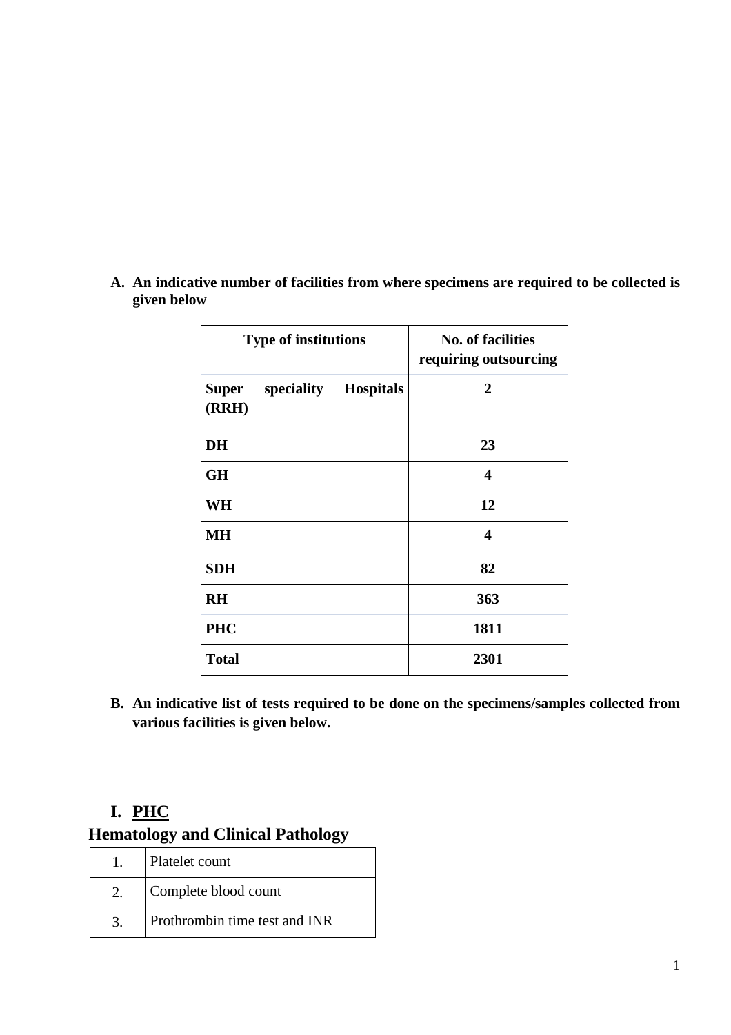**A. An indicative number of facilities from where specimens are required to be collected is given below**

| **Type of institutions** | **No. of facilities requiring outsourcing** |
|---|---|
| **Super speciality Hospitals (RRH)** | **2** |
| **DH** | **23** |
| **GH** | **4** |
| **WH** | **12** |
| **MH** | **4** |
| **SDH** | **82** |
| **RH** | **363** |
| **PHC** | **1811** |
| **Total** | **2301** |

**B. An indicative list of tests required to be done on the specimens/samples collected from various facilities is given below.**

## I. PHC

### Hematology and Clinical Pathology

| | |
|---|---|
| 1. | Platelet count |
| 2. | Complete blood count |
| 3. | Prothrombin time test and INR |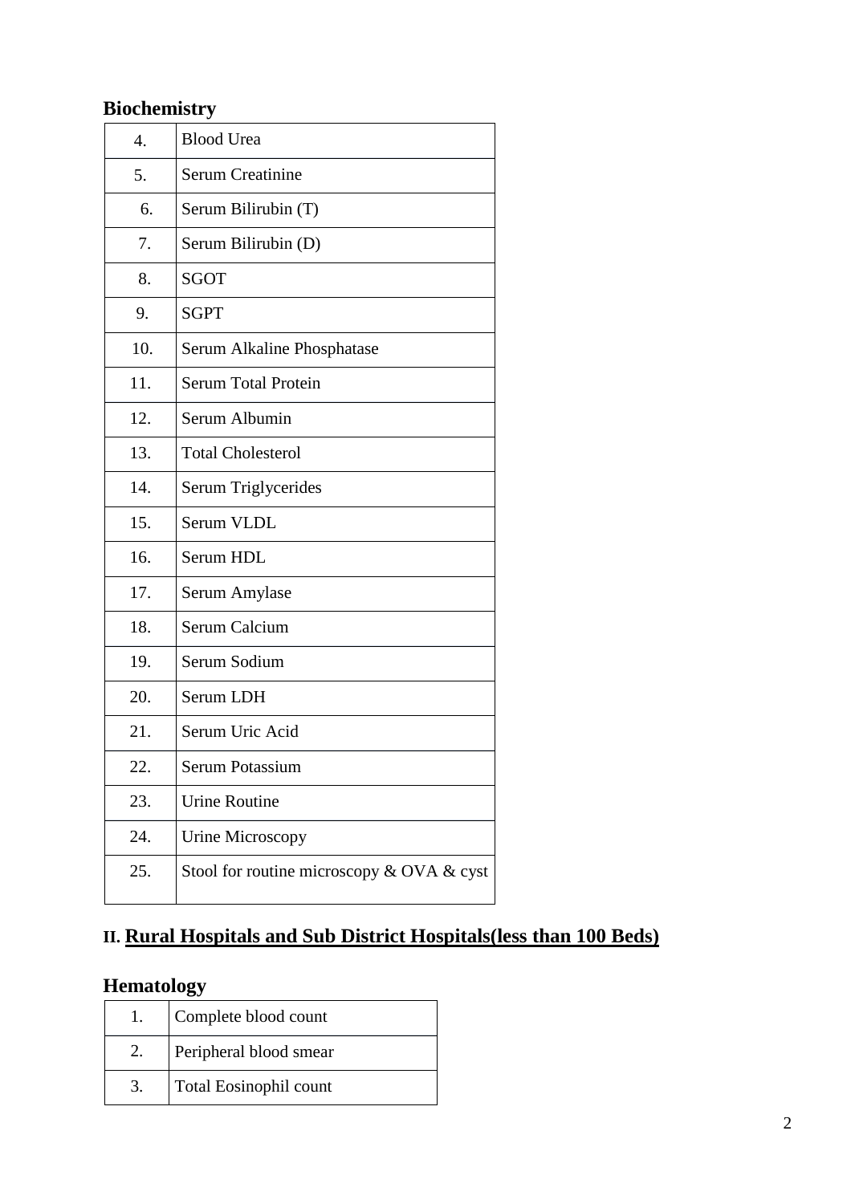### Biochemistry

| | |
|---|---|
| 4. | Blood Urea |
| 5. | Serum Creatinine |
| 6. | Serum Bilirubin (T) |
| 7. | Serum Bilirubin (D) |
| 8. | SGOT |
| 9. | SGPT |
| 10. | Serum Alkaline Phosphatase |
| 11. | Serum Total Protein |
| 12. | Serum Albumin |
| 13. | Total Cholesterol |
| 14. | Serum Triglycerides |
| 15. | Serum VLDL |
| 16. | Serum HDL |
| 17. | Serum Amylase |
| 18. | Serum Calcium |
| 19. | Serum Sodium |
| 20. | Serum LDH |
| 21. | Serum Uric Acid |
| 22. | Serum Potassium |
| 23. | Urine Routine |
| 24. | Urine Microscopy |
| 25. | Stool for routine microscopy & OVA & cyst |

## II. <u>Rural Hospitals and Sub District Hospitals(less than 100 Beds)</u>

### Hematology

| | |
|---|---|
| 1. | Complete blood count |
| 2. | Peripheral blood smear |
| 3. | Total Eosinophil count |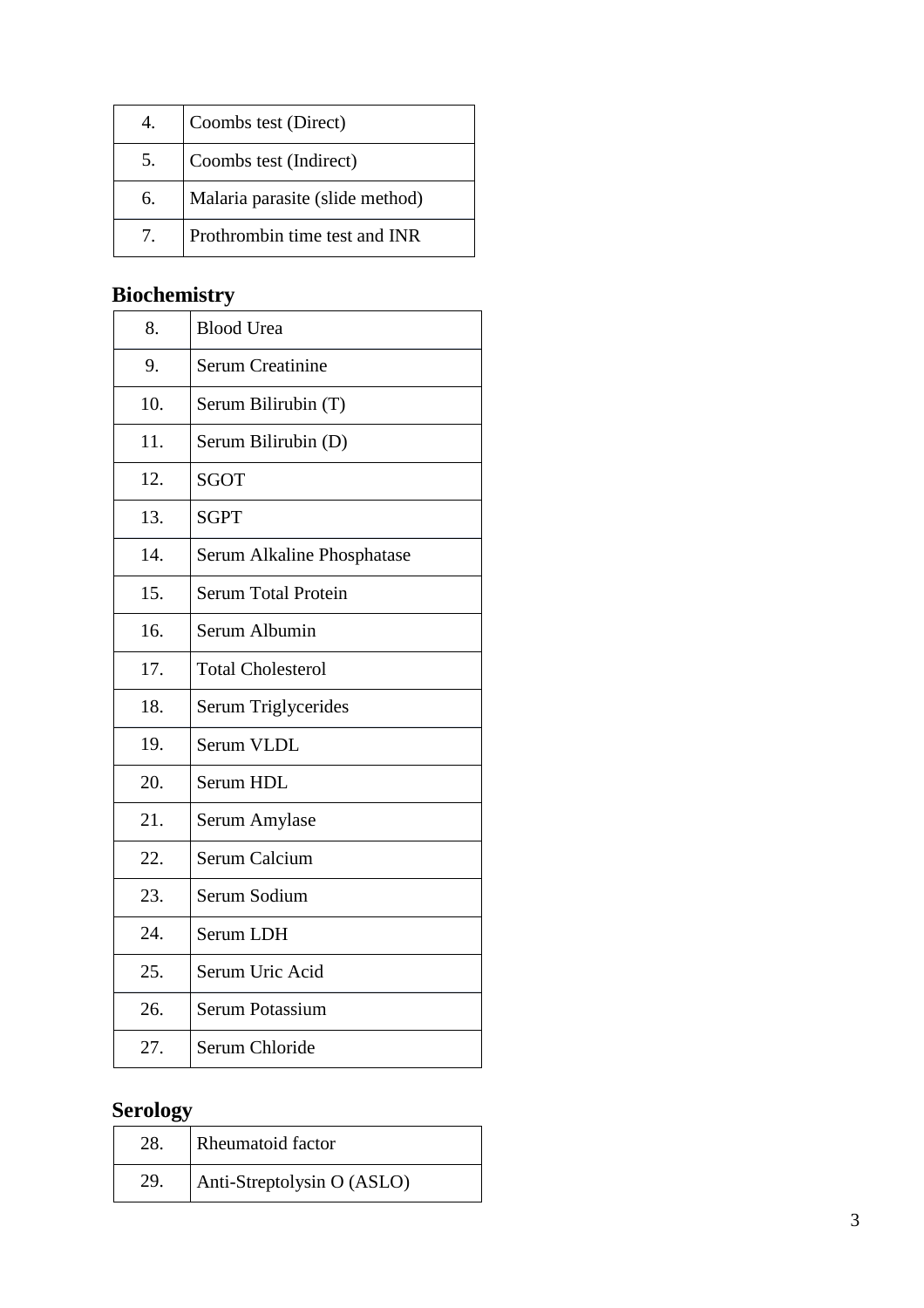| 4. | Coombs test (Direct) |
|---|---|
| 5. | Coombs test (Indirect) |
| 6. | Malaria parasite (slide method) |
| 7. | Prothrombin time test and INR |

## Biochemistry

| 8. | Blood Urea |
|---|---|
| 9. | Serum Creatinine |
| 10. | Serum Bilirubin (T) |
| 11. | Serum Bilirubin (D) |
| 12. | SGOT |
| 13. | SGPT |
| 14. | Serum Alkaline Phosphatase |
| 15. | Serum Total Protein |
| 16. | Serum Albumin |
| 17. | Total Cholesterol |
| 18. | Serum Triglycerides |
| 19. | Serum VLDL |
| 20. | Serum HDL |
| 21. | Serum Amylase |
| 22. | Serum Calcium |
| 23. | Serum Sodium |
| 24. | Serum LDH |
| 25. | Serum Uric Acid |
| 26. | Serum Potassium |
| 27. | Serum Chloride |

## Serology

| 28. | Rheumatoid factor |
|---|---|
| 29. | Anti-Streptolysin O (ASLO) |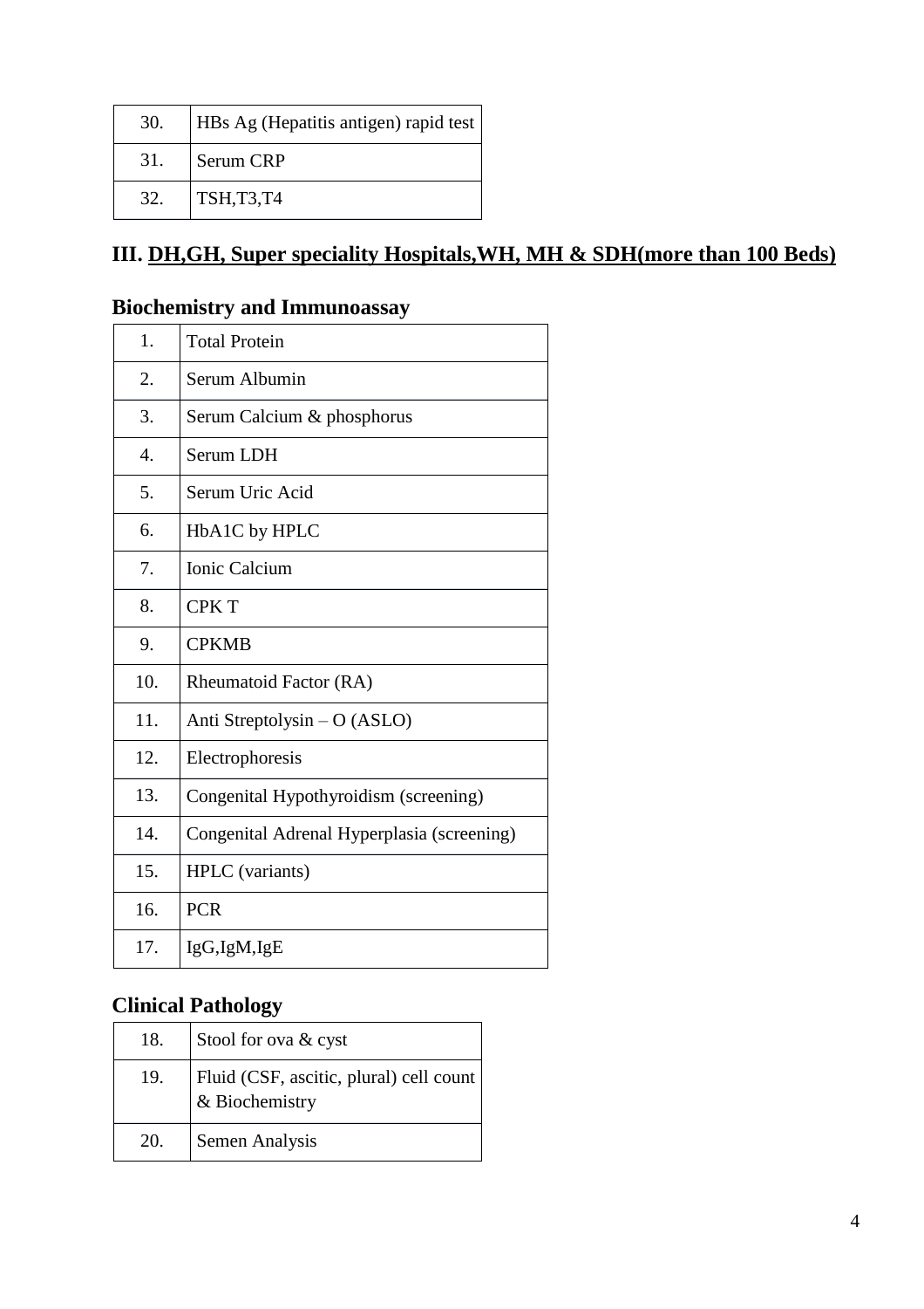| | |
|---|---|
| 30. | HBs Ag (Hepatitis antigen) rapid test |
| 31. | Serum CRP |
| 32. | TSH,T3,T4 |

## III. DH,GH, Super speciality Hospitals,WH, MH & SDH(more than 100 Beds)

### Biochemistry and Immunoassay

| | |
|---|---|
| 1. | Total Protein |
| 2. | Serum Albumin |
| 3. | Serum Calcium & phosphorus |
| 4. | Serum LDH |
| 5. | Serum Uric Acid |
| 6. | HbA1C by HPLC |
| 7. | Ionic Calcium |
| 8. | CPK T |
| 9. | CPKMB |
| 10. | Rheumatoid Factor (RA) |
| 11. | Anti Streptolysin – O (ASLO) |
| 12. | Electrophoresis |
| 13. | Congenital Hypothyroidism (screening) |
| 14. | Congenital Adrenal Hyperplasia (screening) |
| 15. | HPLC (variants) |
| 16. | PCR |
| 17. | IgG,IgM,IgE |

### Clinical Pathology

| | |
|---|---|
| 18. | Stool for ova & cyst |
| 19. | Fluid (CSF, ascitic, plural) cell count & Biochemistry |
| 20. | Semen Analysis |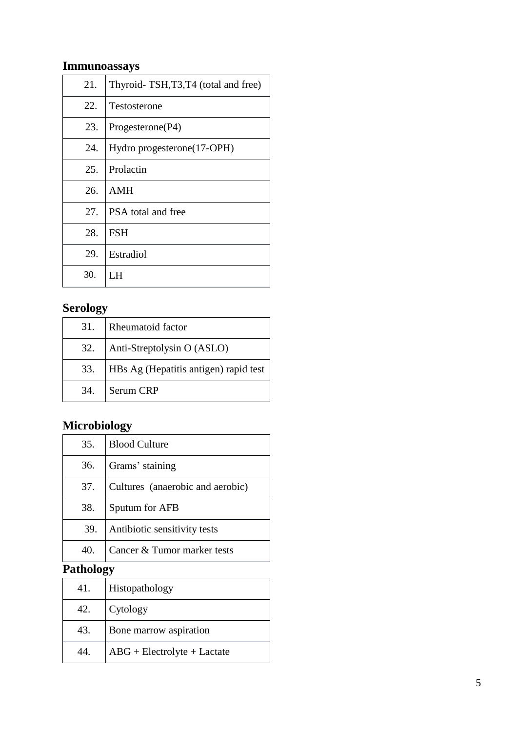## Immunoassays

| | |
|---|---|
| 21. | Thyroid- TSH,T3,T4 (total and free) |
| 22. | Testosterone |
| 23. | Progesterone(P4) |
| 24. | Hydro progesterone(17-OPH) |
| 25. | Prolactin |
| 26. | AMH |
| 27. | PSA total and free |
| 28. | FSH |
| 29. | Estradiol |
| 30. | LH |

## Serology

| | |
|---|---|
| 31. | Rheumatoid factor |
| 32. | Anti-Streptolysin O (ASLO) |
| 33. | HBs Ag (Hepatitis antigen) rapid test |
| 34. | Serum CRP |

## Microbiology

| | |
|---|---|
| 35. | Blood Culture |
| 36. | Grams' staining |
| 37. | Cultures (anaerobic and aerobic) |
| 38. | Sputum for AFB |
| 39. | Antibiotic sensitivity tests |
| 40. | Cancer & Tumor marker tests |

## Pathology

| | |
|---|---|
| 41. | Histopathology |
| 42. | Cytology |
| 43. | Bone marrow aspiration |
| 44. | ABG + Electrolyte + Lactate |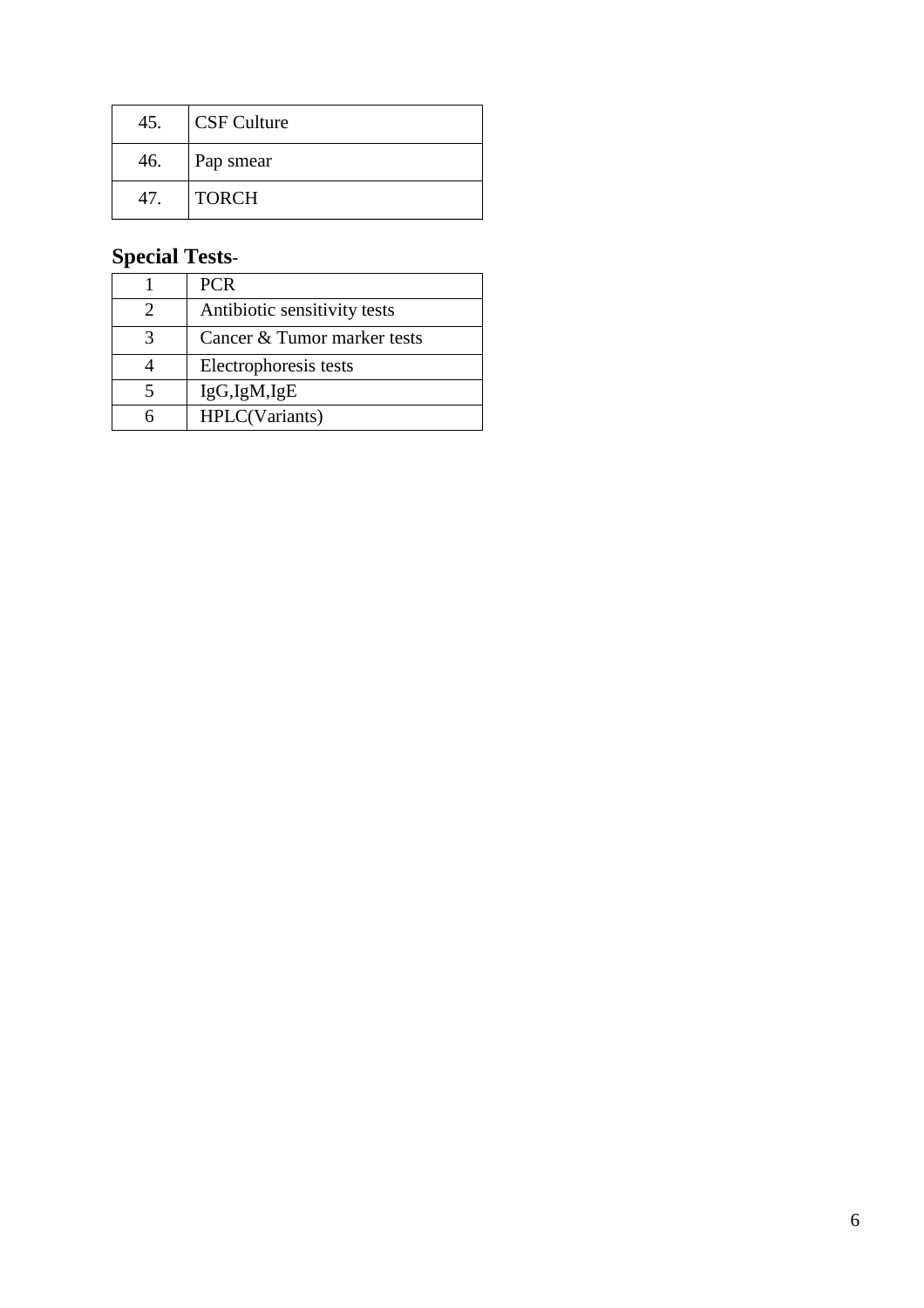| | |
|---|---|
| 45. | CSF Culture |
| 46. | Pap smear |
| 47. | TORCH |

**Special Tests**-

| | |
|---|---|
| 1 | PCR |
| 2 | Antibiotic sensitivity tests |
| 3 | Cancer & Tumor marker tests |
| 4 | Electrophoresis tests |
| 5 | IgG,IgM,IgE |
| 6 | HPLC(Variants) |